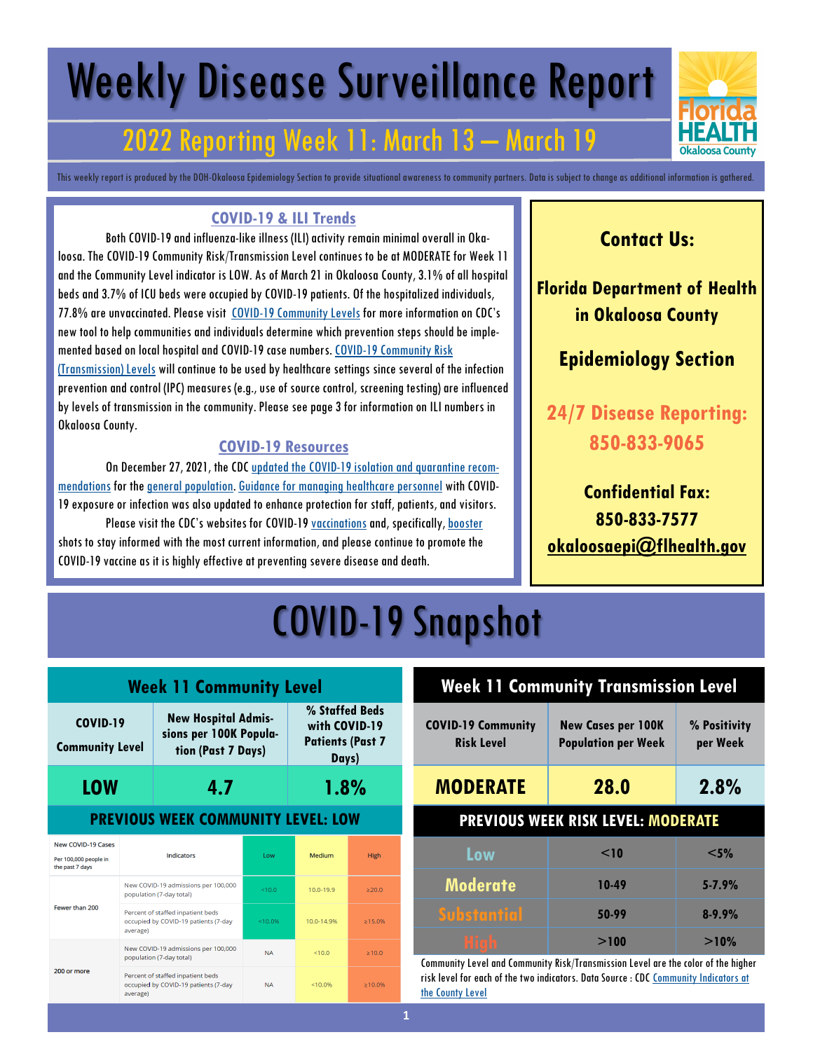# Weekly Disease Surveillance Report

## 2022 Reporting Week 11: March 13 – March 19

This weekly report is produced by the DOH-Okaloosa Epidemiology Section to provide situational awareness to community partners. Data is subject to change as additional information is gathered.

### COVID-19 & ILI Trends

Both COVID-19 and influenza-like illness (ILI) activity remain minimal overall in Okaloosa. The COVID-19 Community Risk/Transmission Level continues to be at MODERATE for Week 11 and the Community Level indicator is LOW. As of March 21 in Okaloosa County, 3.1% of all hospital beds and 3.7% of ICU beds were occupied by COVID-19 patients. Of the hospitalized individuals, 77.8% are unvaccinated. Please visit COVID-19 Community Levels for more information on CDC's new tool to help communities and individuals determine which prevention steps should be implemented based on local hospital and COVID-19 case numbers. COVID-19 Community Risk (Transmission) Levels will continue to be used by healthcare settings since several of the infection prevention and control (IPC) measures (e.g., use of source control, screening testing) are influenced by levels of transmission in the community. Please see page 3 for information on ILI numbers in Okaloosa County.

### COVID-19 Resources

On December 27, 2021, the CDC updated the COVID-19 isolation and quarantine recommendations for the general population. Guidance for managing healthcare personnel with COVID-19 exposure or infection was also updated to enhance protection for staff, patients, and visitors.

Please visit the CDC's websites for COVID-19 vaccinations and, specifically, booster shots to stay informed with the most current information, and please continue to promote the COVID-19 vaccine as it is highly effective at preventing severe disease and death.

**Contact Us:**

**Florida Department of Health in Okaloosa County**

**Epidemiology Section**

**24/7 Disease Reporting: 850-833-9065**

**Confidential Fax: 850-833-7577**

**okaloosaepi@flhealth.gov**

# COVID-19 Snapshot

### Week 11 Community Level

| COVID-19 Community Level | New Hospital Admissions per 100K Population (Past 7 Days) | % Staffed Beds with COVID-19 Patients (Past 7 Days) |
|---|---|---|
| **LOW** | **4.7** | **1.8%** |

**PREVIOUS WEEK COMMUNITY LEVEL: LOW**

| New COVID-19 Cases Per 100,000 people in the past 7 days | Indicators | Low | Medium | High |
|---|---|---|---|---|
| Fewer than 200 | New COVID-19 admissions per 100,000 population (7-day total) | <10.0 | 10.0-19.9 | ≥20.0 |
| | Percent of staffed inpatient beds occupied by COVID-19 patients (7-day average) | <10.0% | 10.0-14.9% | ≥15.0% |
| 200 or more | New COVID-19 admissions per 100,000 population (7-day total) | NA | <10.0 | ≥10.0 |
| | Percent of staffed inpatient beds occupied by COVID-19 patients (7-day average) | NA | <10.0% | ≥10.0% |

### Week 11 Community Transmission Level

| COVID-19 Community Risk Level | New Cases per 100K Population per Week | % Positivity per Week |
|---|---|---|
| **MODERATE** | **28.0** | **2.8%** |

**PREVIOUS WEEK RISK LEVEL: MODERATE**

| Level | New Cases per 100K Population per Week | % Positivity per Week |
|---|---|---|
| Low | <10 | <5% |
| Moderate | 10-49 | 5-7.9% |
| Substantial | 50-99 | 8-9.9% |
| High | >100 | >10% |

Community Level and Community Risk/Transmission Level are the color of the higher risk level for each of the two indicators. Data Source : CDC Community Indicators at the County Level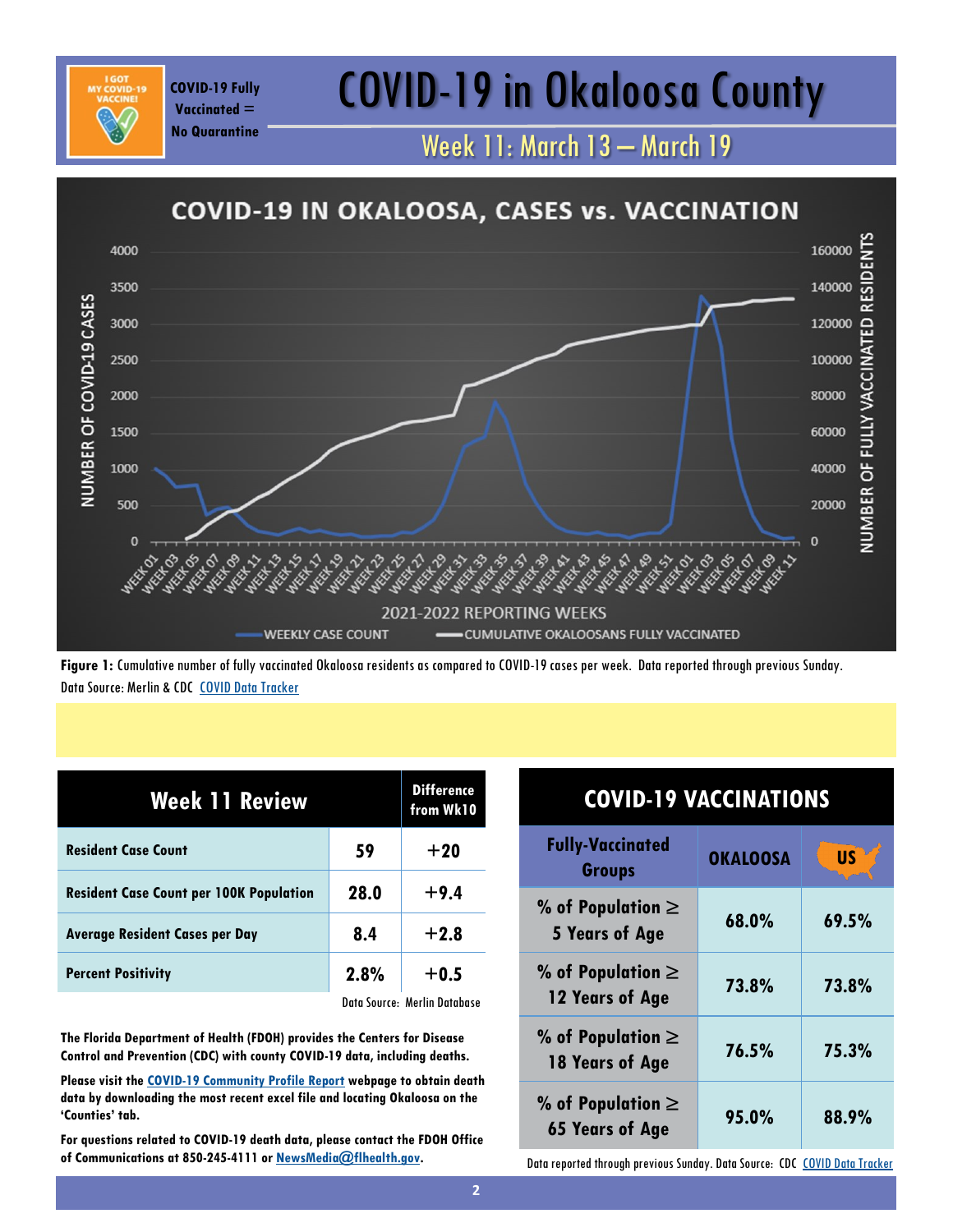COVID-19 Fully Vaccinated = No Quarantine

# COVID-19 in Okaloosa County

## Week 11: March 13 – March 19

**Figure 1:** Cumulative number of fully vaccinated Okaloosa residents as compared to COVID-19 cases per week. Data reported through previous Sunday. Data Source: Merlin & CDC COVID Data Tracker

| Week 11 Review | | Difference from Wk10 |
|---|---|---|
| Resident Case Count | 59 | +20 |
| Resident Case Count per 100K Population | 28.0 | +9.4 |
| Average Resident Cases per Day | 8.4 | +2.8 |
| Percent Positivity | 2.8% | +0.5 |

Data Source: Merlin Database

**The Florida Department of Health (FDOH) provides the Centers for Disease Control and Prevention (CDC) with county COVID-19 data, including deaths.**

**Please visit the COVID-19 Community Profile Report webpage to obtain death data by downloading the most recent excel file and locating Okaloosa on the 'Counties' tab.**

**For questions related to COVID-19 death data, please contact the FDOH Office of Communications at 850-245-4111 or NewsMedia@flhealth.gov.**

### COVID-19 VACCINATIONS

| Fully-Vaccinated Groups | OKALOOSA | US |
|---|---|---|
| % of Population ≥ 5 Years of Age | 68.0% | 69.5% |
| % of Population ≥ 12 Years of Age | 73.8% | 73.8% |
| % of Population ≥ 18 Years of Age | 76.5% | 75.3% |
| % of Population ≥ 65 Years of Age | 95.0% | 88.9% |

Data reported through previous Sunday. Data Source: CDC COVID Data Tracker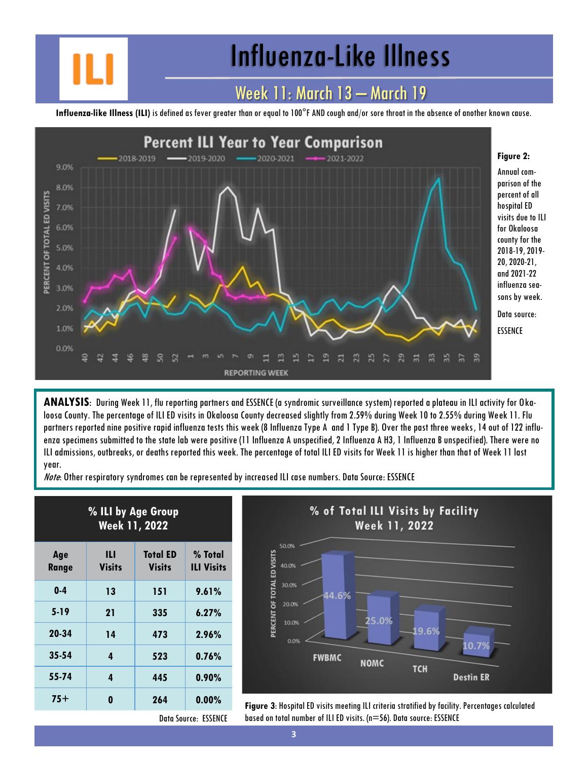# Influenza-Like Illness

## Week 11: March 13 – March 19

**Influenza-like Illness (ILI)** is defined as fever greater than or equal to 100°F AND cough and/or sore throat in the absence of another known cause.

**Figure 2:**

Annual comparison of the percent of all hospital ED visits due to ILI for Okaloosa county for the 2018-19, 2019-20, 2020-21, and 2021-22 influenza seasons by week.

Data source: ESSENCE

**ANALYSIS**: During Week 11, flu reporting partners and ESSENCE (a syndromic surveillance system) reported a plateau in ILI activity for Okaloosa County. The percentage of ILI ED visits in Okaloosa County decreased slightly from 2.59% during Week 10 to 2.55% during Week 11. Flu partners reported nine positive rapid influenza tests this week (8 Influenza Type A and 1 Type B). Over the past three weeks, 14 out of 122 influenza specimens submitted to the state lab were positive (11 Influenza A unspecified, 2 Influenza A H3, 1 Influenza B unspecified). There were no ILI admissions, outbreaks, or deaths reported this week. The percentage of total ILI ED visits for Week 11 is higher than that of Week 11 last year.

*Note*: Other respiratory syndromes can be represented by increased ILI case numbers. Data Source: ESSENCE

**% ILI by Age Group Week 11, 2022**

| Age Range | ILI Visits | Total ED Visits | % Total ILI Visits |
|---|---|---|---|
| 0-4 | 13 | 151 | 9.61% |
| 5-19 | 21 | 335 | 6.27% |
| 20-34 | 14 | 473 | 2.96% |
| 35-54 | 4 | 523 | 0.76% |
| 55-74 | 4 | 445 | 0.90% |
| 75+ | 0 | 264 | 0.00% |

Data Source: ESSENCE

**Figure 3**: Hospital ED visits meeting ILI criteria stratified by facility. Percentages calculated based on total number of ILI ED visits. (n=56). Data source: ESSENCE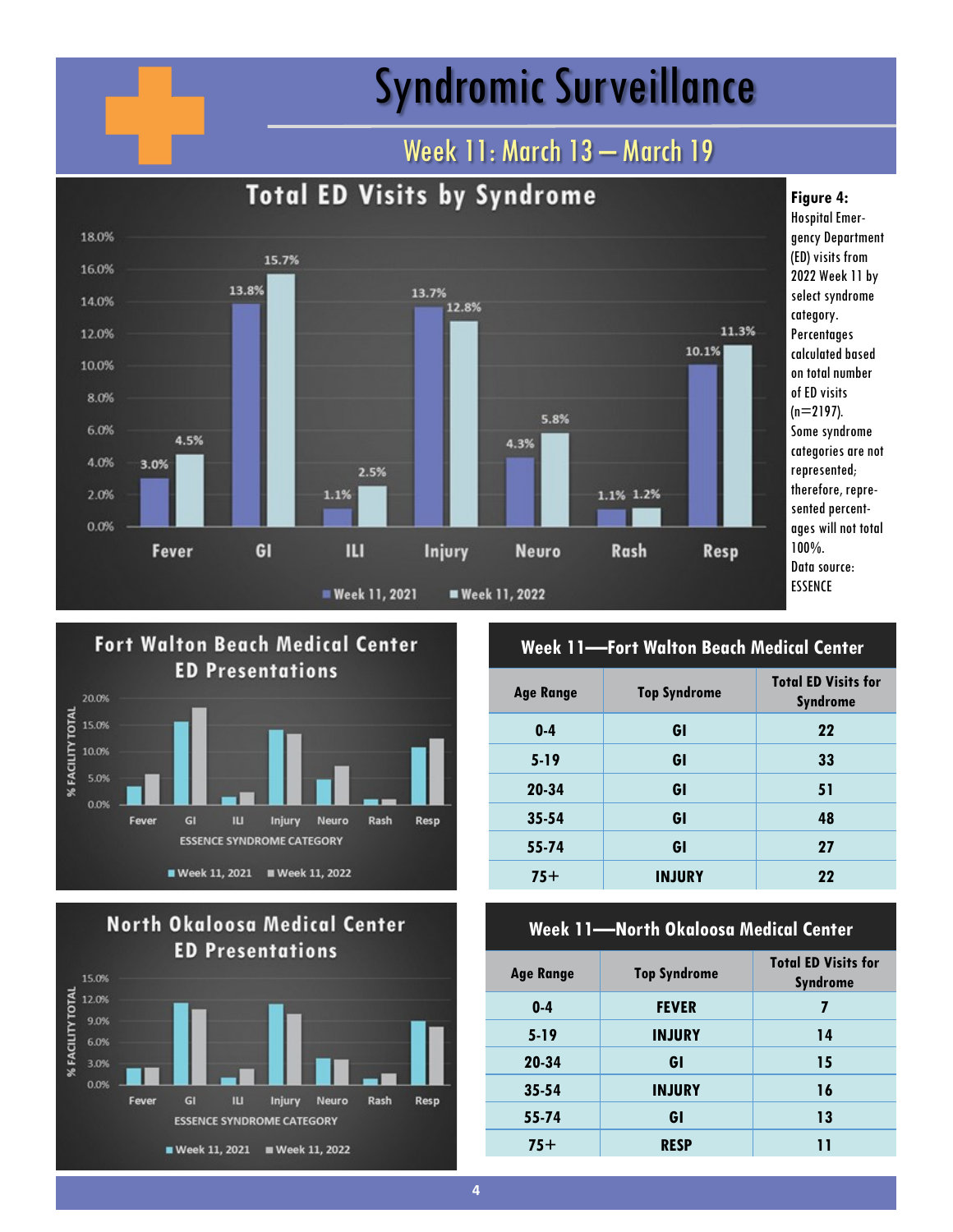# Syndromic Surveillance

## Week 11: March 13 – March 19

### Total ED Visits by Syndrome

| Syndrome | Week 11, 2021 | Week 11, 2022 |
|---|---|---|
| Fever | 3.0% | 4.5% |
| GI | 13.8% | 15.7% |
| ILI | 1.1% | 2.5% |
| Injury | 13.7% | 12.8% |
| Neuro | 4.3% | 5.8% |
| Rash | 1.1% | 1.2% |
| Resp | 10.1% | 11.3% |

**Figure 4:** Hospital Emergency Department (ED) visits from 2022 Week 11 by select syndrome category. Percentages calculated based on total number of ED visits (n=2197). Some syndrome categories are not represented; therefore, represented percentages will not total 100%. Data source: ESSENCE

### Fort Walton Beach Medical Center ED Presentations

% FACILITY TOTAL by ESSENCE SYNDROME CATEGORY (Fever, GI, ILI, Injury, Neuro, Rash, Resp); Week 11, 2021 / Week 11, 2022

### Week 11—Fort Walton Beach Medical Center

| Age Range | Top Syndrome | Total ED Visits for Syndrome |
|---|---|---|
| 0-4 | GI | 22 |
| 5-19 | GI | 33 |
| 20-34 | GI | 51 |
| 35-54 | GI | 48 |
| 55-74 | GI | 27 |
| 75+ | INJURY | 22 |

### North Okaloosa Medical Center ED Presentations

% FACILITY TOTAL by ESSENCE SYNDROME CATEGORY (Fever, GI, ILI, Injury, Neuro, Rash, Resp); Week 11, 2021 / Week 11, 2022

### Week 11—North Okaloosa Medical Center

| Age Range | Top Syndrome | Total ED Visits for Syndrome |
|---|---|---|
| 0-4 | FEVER | 7 |
| 5-19 | INJURY | 14 |
| 20-34 | GI | 15 |
| 35-54 | INJURY | 16 |
| 55-74 | GI | 13 |
| 75+ | RESP | 11 |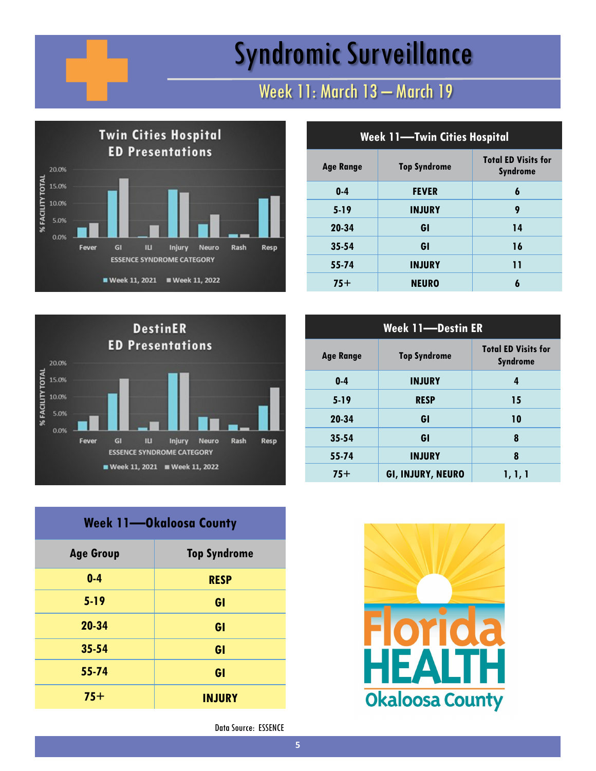# Syndromic Surveillance

## Week 11: March 13 – March 19

Twin Cities Hospital
ED Presentations

% FACILITY TOTAL
20.0%
15.0%
10.0%
5.0%
0.0%
Fever GI ILI Injury Neuro Rash Resp
ESSENCE SYNDROME CATEGORY
Week 11, 2021 Week 11, 2022

| Week 11—Twin Cities Hospital | | |
|---|---|---|
| **Age Range** | **Top Syndrome** | **Total ED Visits for Syndrome** |
| 0-4 | FEVER | 6 |
| 5-19 | INJURY | 9 |
| 20-34 | GI | 14 |
| 35-54 | GI | 16 |
| 55-74 | INJURY | 11 |
| 75+ | NEURO | 6 |

DestinER
ED Presentations

% FACILITY TOTAL
20.0%
15.0%
10.0%
5.0%
0.0%
Fever GI ILI Injury Neuro Rash Resp
ESSENCE SYNDROME CATEGORY
Week 11, 2021 Week 11, 2022

| Week 11—Destin ER | | |
|---|---|---|
| **Age Range** | **Top Syndrome** | **Total ED Visits for Syndrome** |
| 0-4 | INJURY | 4 |
| 5-19 | RESP | 15 |
| 20-34 | GI | 10 |
| 35-54 | GI | 8 |
| 55-74 | INJURY | 8 |
| 75+ | GI, INJURY, NEURO | 1, 1, 1 |

| Week 11—Okaloosa County | |
|---|---|
| **Age Group** | **Top Syndrome** |
| 0-4 | RESP |
| 5-19 | GI |
| 20-34 | GI |
| 35-54 | GI |
| 55-74 | GI |
| 75+ | INJURY |

Florida HEALTH Okaloosa County

Data Source: ESSENCE